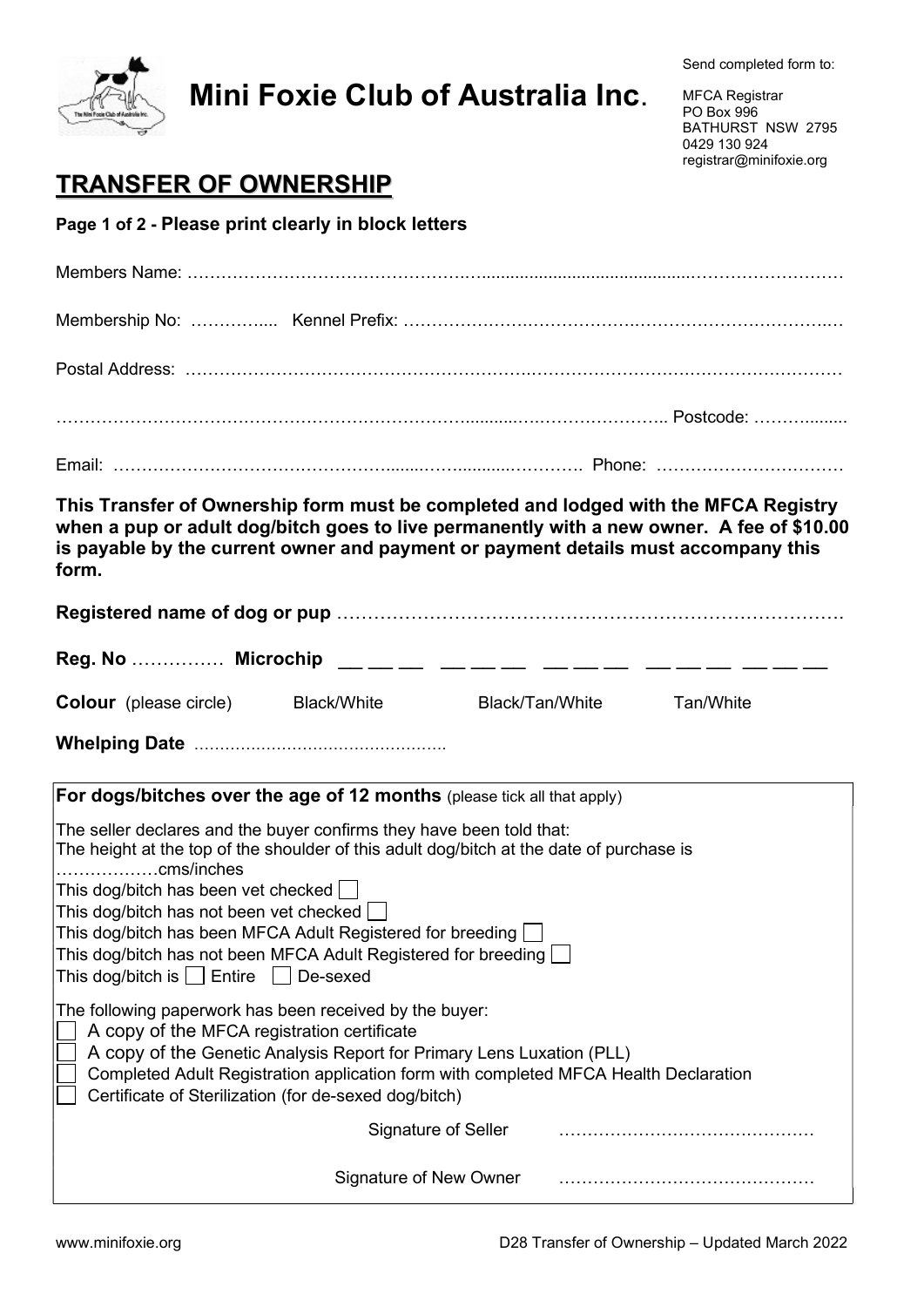# Mini Foxie Club of Australia Inc.

Send completed form to:

MFCA Registrar
PO Box 996
BATHURST NSW 2795
0429 130 924
registrar@minifoxie.org

## TRANSFER OF OWNERSHIP

**Page 1 of 2 - Please print clearly in block letters**

Members Name: ……………………………………………………………………………………………

Membership No: …………..... Kennel Prefix: ……………………………………………………………

Postal Address: ……………………………………………………………………………………………

…………………………………………………………………………………………… Postcode: ………........

Email: …………………………………………………………………… Phone: ……………………………

**This Transfer of Ownership form must be completed and lodged with the MFCA Registry when a pup or adult dog/bitch goes to live permanently with a new owner. A fee of $10.00 is payable by the current owner and payment or payment details must accompany this form.**

**Registered name of dog or pup** ……………………………………………………………………………

**Reg. No** …………… **Microchip** \_\_ \_\_ \_\_ \_\_ \_\_ \_\_ \_\_ \_\_ \_\_ \_\_ \_\_ \_\_ \_\_ \_\_ \_\_

**Colour** (please circle) Black/White Black/Tan/White Tan/White

**Whelping Date** ……………………………………………

**For dogs/bitches over the age of 12 months** (please tick all that apply)

The seller declares and the buyer confirms they have been told that:
The height at the top of the shoulder of this adult dog/bitch at the date of purchase is ………………cms/inches

- ☐ This dog/bitch has been vet checked
- ☐ This dog/bitch has not been vet checked
- ☐ This dog/bitch has been MFCA Adult Registered for breeding
- ☐ This dog/bitch has not been MFCA Adult Registered for breeding

This dog/bitch is ☐ Entire ☐ De-sexed

The following paperwork has been received by the buyer:

- ☐ A copy of the MFCA registration certificate
- ☐ A copy of the Genetic Analysis Report for Primary Lens Luxation (PLL)
- ☐ Completed Adult Registration application form with completed MFCA Health Declaration
- ☐ Certificate of Sterilization (for de-sexed dog/bitch)

Signature of Seller ………………………………………

Signature of New Owner ………………………………………

www.minifoxie.org

D28 Transfer of Ownership – Updated March 2022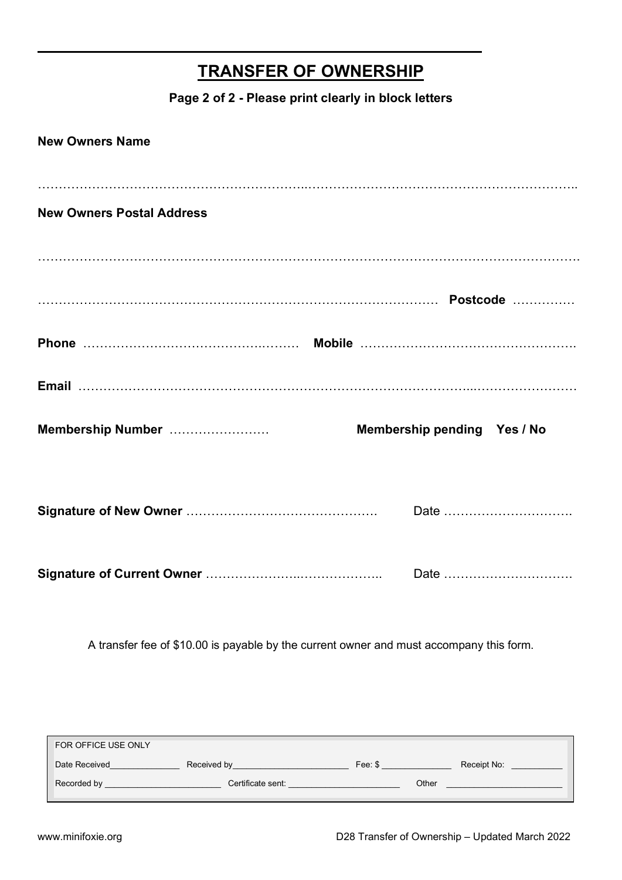# TRANSFER OF OWNERSHIP

**Page 2 of 2 - Please print clearly in block letters**

**New Owners Name**

……………………………………………………………………………………………………………………..

**New Owners Postal Address**

……………………………………………………………………………………………………………………..

………………………………………………………………………………………… **Postcode** ……………

**Phone** …………………………………………… **Mobile** ……………………………………………

**Email** ……………………………………………………………………………………………………………

**Membership Number** …………………… **Membership pending Yes / No**

**Signature of New Owner** ……………………………………… Date …………………………

**Signature of Current Owner** ……………………………………… Date …………………………

A transfer fee of $10.00 is payable by the current owner and must accompany this form.

| | | | |
|---|---|---|---|
| FOR OFFICE USE ONLY | | | |
| Date Received______________ | Received by______________________ | Fee: $ ______________ | Receipt No: __________ |
| Recorded by ______________________ | Certificate sent: ______________________ | Other ______________________ | |

www.minifoxie.org

D28 Transfer of Ownership – Updated March 2022